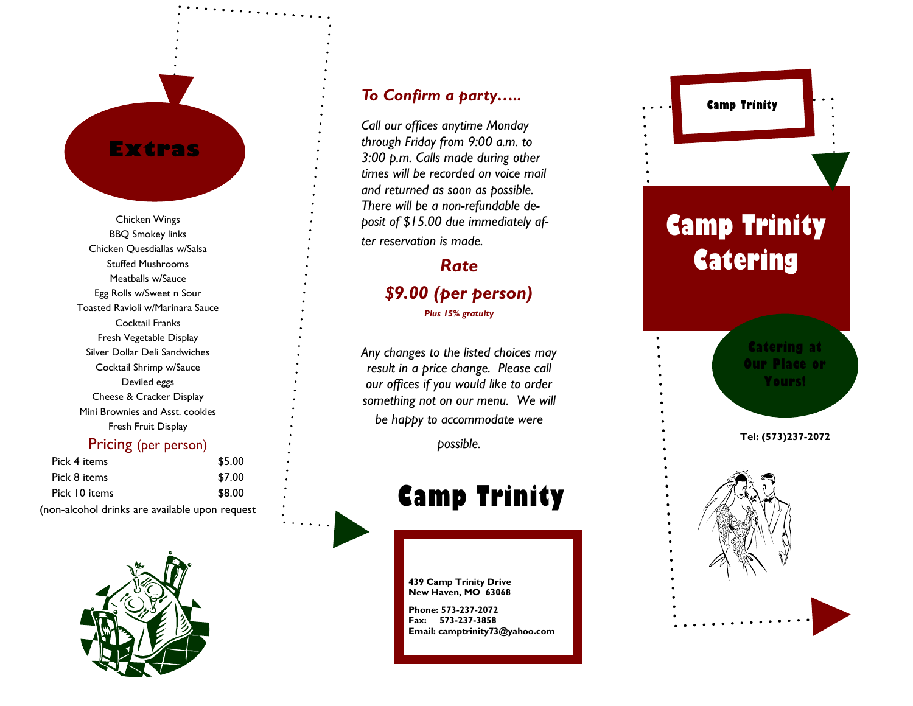## Extras

Chicken Wings
BBQ Smokey links
Chicken Quesdiallas w/Salsa
Stuffed Mushrooms
Meatballs w/Sauce
Egg Rolls w/Sweet n Sour
Toasted Ravioli w/Marinara Sauce
Cocktail Franks
Fresh Vegetable Display
Silver Dollar Deli Sandwiches
Cocktail Shrimp w/Sauce
Deviled eggs
Cheese & Cracker Display
Mini Brownies and Asst. cookies
Fresh Fruit Display

### Pricing (per person)

| | |
|---|---|
| Pick 4 items | $5.00 |
| Pick 8 items | $7.00 |
| Pick 10 items | $8.00 |

(non-alcohol drinks are available upon request

### *To Confirm a party…..*

*Call our offices anytime Monday through Friday from 9:00 a.m. to 3:00 p.m. Calls made during other times will be recorded on voice mail and returned as soon as possible. There will be a non-refundable deposit of $15.00 due immediately after reservation is made.*

### *Rate*

### *$9.00 (per person)*

***Plus 15% gratuity***

*Any changes to the listed choices may result in a price change. Please call our offices if you would like to order something not on our menu. We will be happy to accommodate were possible.*

## Camp Trinity

**439 Camp Trinity Drive**
**New Haven, MO 63068**

**Phone: 573-237-2072**
**Fax: 573-237-3858**
**Email: camptrinity73@yahoo.com**

**Camp Trinity**

# Camp Trinity Catering

**Catering at Our Place or Yours!**

**Tel: (573)237-2072**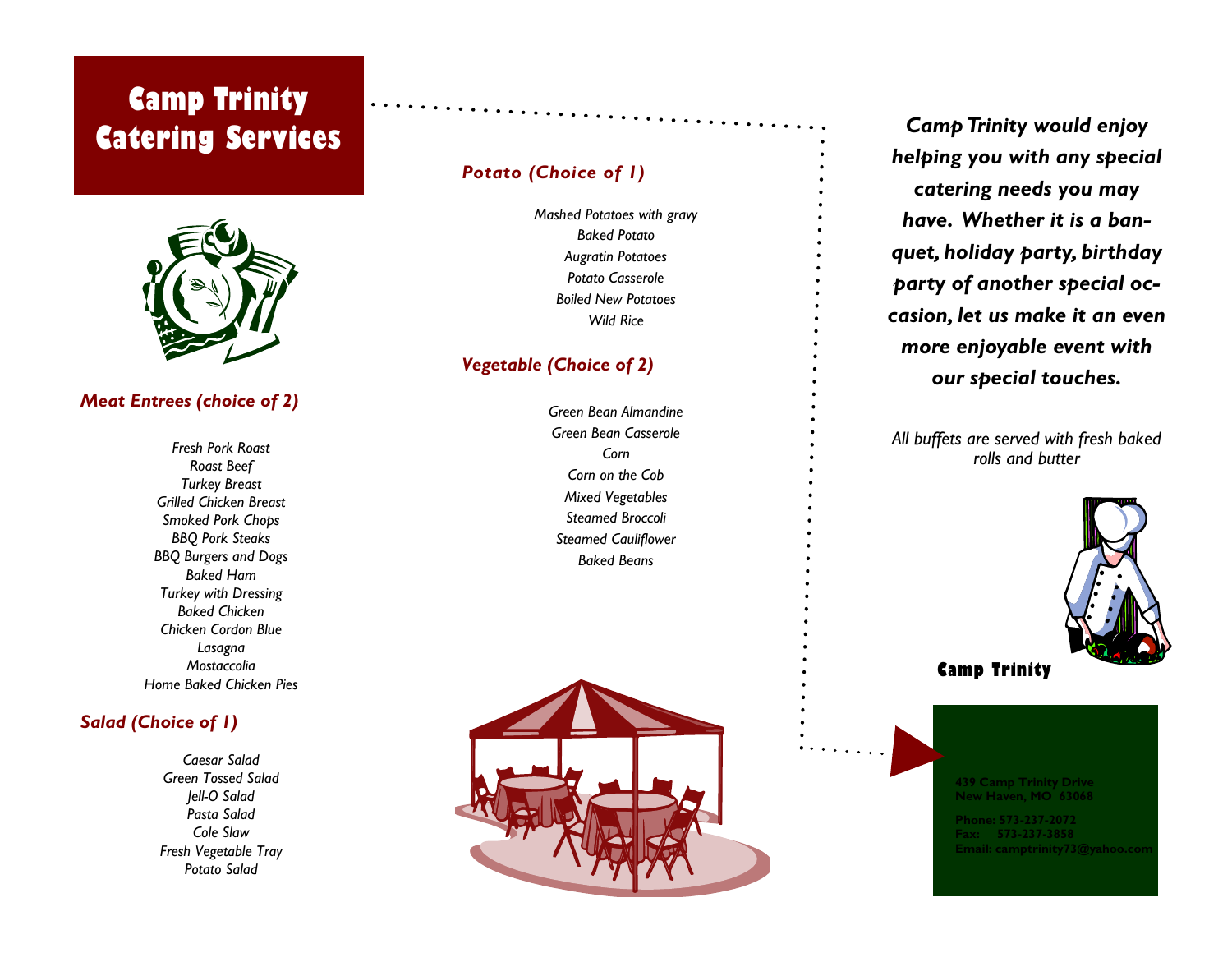# Camp Trinity Catering Services

### *Meat Entrees (choice of 2)*

*Fresh Pork Roast*
*Roast Beef*
*Turkey Breast*
*Grilled Chicken Breast*
*Smoked Pork Chops*
*BBQ Pork Steaks*
*BBQ Burgers and Dogs*
*Baked Ham*
*Turkey with Dressing*
*Baked Chicken*
*Chicken Cordon Blue*
*Lasagna*
*Mostaccolia*
*Home Baked Chicken Pies*

### *Salad (Choice of 1)*

*Caesar Salad*
*Green Tossed Salad*
*Jell-O Salad*
*Pasta Salad*
*Cole Slaw*
*Fresh Vegetable Tray*
*Potato Salad*

### *Potato (Choice of 1)*

*Mashed Potatoes with gravy*
*Baked Potato*
*Augratin Potatoes*
*Potato Casserole*
*Boiled New Potatoes*
*Wild Rice*

### *Vegetable (Choice of 2)*

*Green Bean Almandine*
*Green Bean Casserole*
*Corn*
*Corn on the Cob*
*Mixed Vegetables*
*Steamed Broccoli*
*Steamed Cauliflower*
*Baked Beans*

***Camp Trinity would enjoy helping you with any special catering needs you may have. Whether it is a banquet, holiday party, birthday party of another special occasion, let us make it an even more enjoyable event with our special touches.***

*All buffets are served with fresh baked rolls and butter*

**Camp Trinity**

439 Camp Trinity Drive
New Haven, MO 63068

Phone: 573-237-2072
Fax: 573-237-3858
Email: camptrinity73@yahoo.com